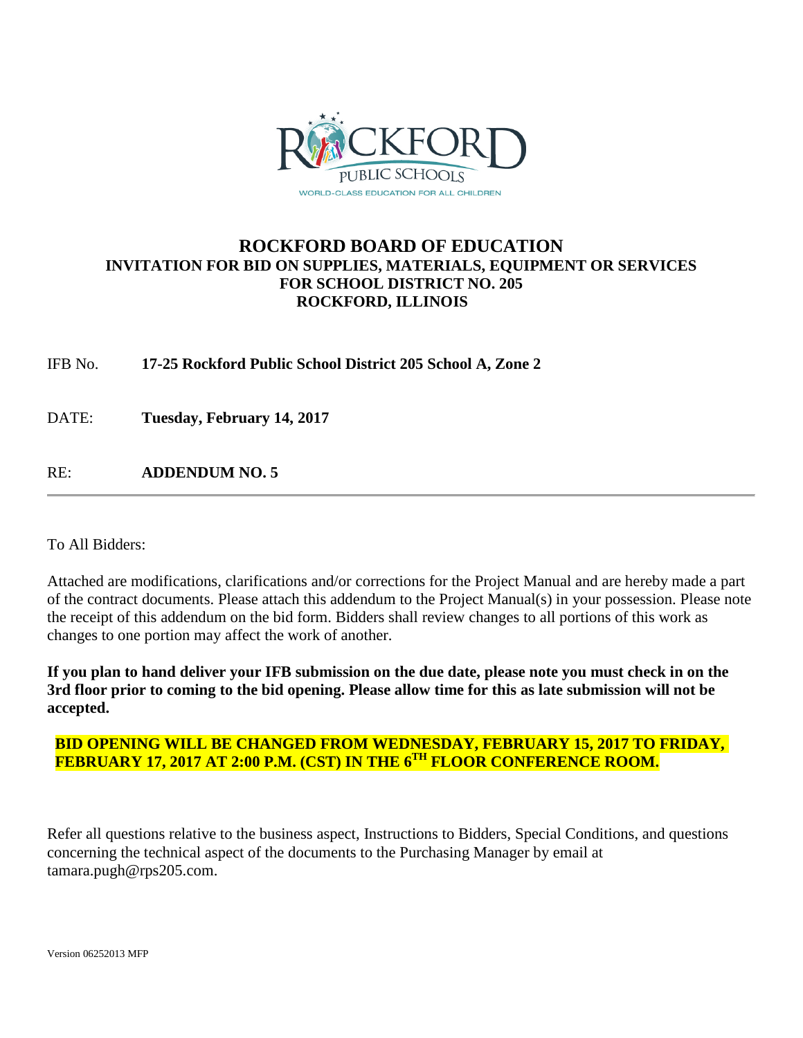ROCKFORD PUBLIC SCHOOLS

WORLD-CLASS EDUCATION FOR ALL CHILDREN

# ROCKFORD BOARD OF EDUCATION

## INVITATION FOR BID ON SUPPLIES, MATERIALS, EQUIPMENT OR SERVICES FOR SCHOOL DISTRICT NO. 205 ROCKFORD, ILLINOIS

IFB No. **17-25 Rockford Public School District 205 School A, Zone 2**

DATE: **Tuesday, February 14, 2017**

RE: **ADDENDUM NO. 5**

---

To All Bidders:

Attached are modifications, clarifications and/or corrections for the Project Manual and are hereby made a part of the contract documents. Please attach this addendum to the Project Manual(s) in your possession. Please note the receipt of this addendum on the bid form. Bidders shall review changes to all portions of this work as changes to one portion may affect the work of another.

**If you plan to hand deliver your IFB submission on the due date, please note you must check in on the 3rd floor prior to coming to the bid opening. Please allow time for this as late submission will not be accepted.**

**BID OPENING WILL BE CHANGED FROM WEDNESDAY, FEBRUARY 15, 2017 TO FRIDAY, FEBRUARY 17, 2017 AT 2:00 P.M. (CST) IN THE 6TH FLOOR CONFERENCE ROOM.**

Refer all questions relative to the business aspect, Instructions to Bidders, Special Conditions, and questions concerning the technical aspect of the documents to the Purchasing Manager by email at tamara.pugh@rps205.com.

Version 06252013 MFP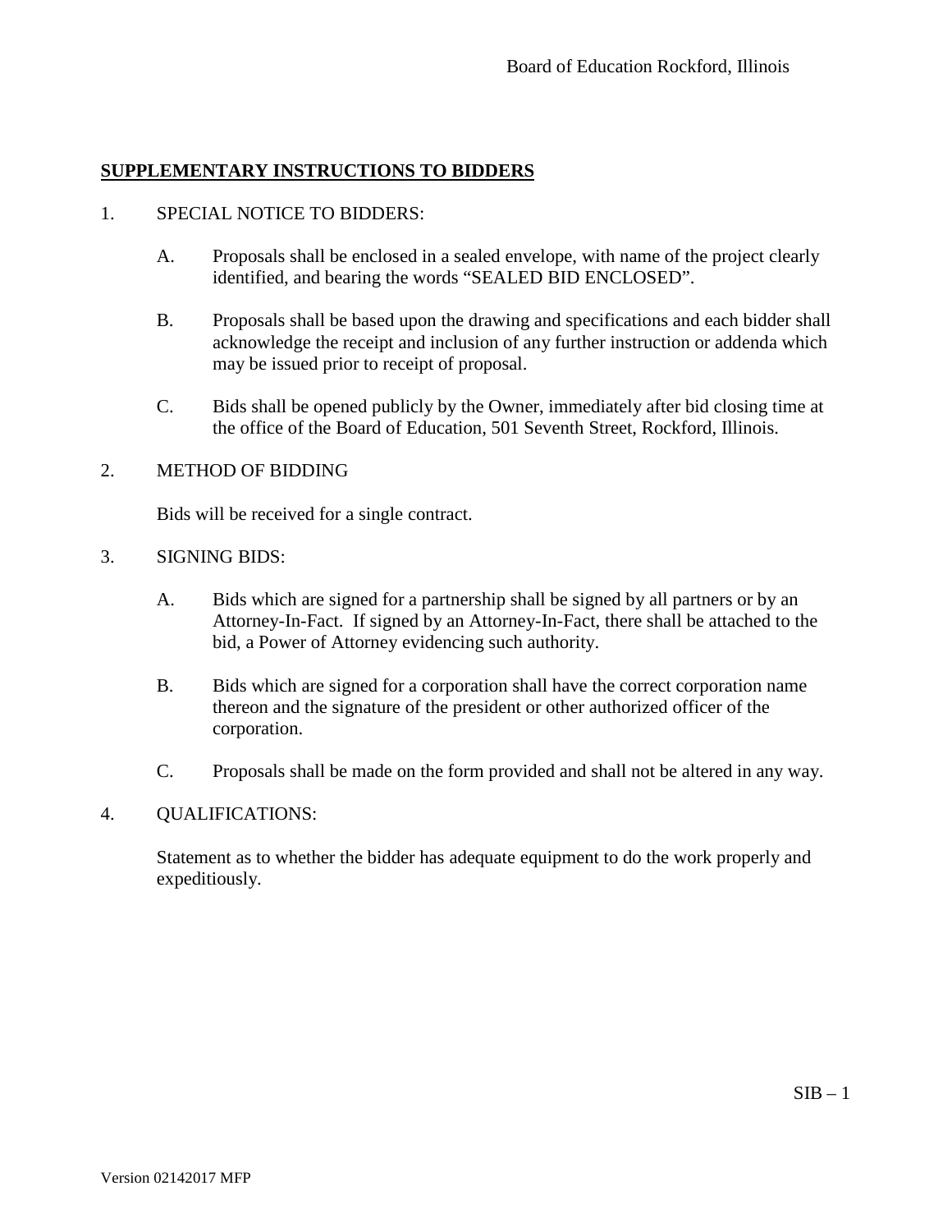## SUPPLEMENTARY INSTRUCTIONS TO BIDDERS

1. SPECIAL NOTICE TO BIDDERS:

   A. Proposals shall be enclosed in a sealed envelope, with name of the project clearly identified, and bearing the words "SEALED BID ENCLOSED".

   B. Proposals shall be based upon the drawing and specifications and each bidder shall acknowledge the receipt and inclusion of any further instruction or addenda which may be issued prior to receipt of proposal.

   C. Bids shall be opened publicly by the Owner, immediately after bid closing time at the office of the Board of Education, 501 Seventh Street, Rockford, Illinois.

2. METHOD OF BIDDING

   Bids will be received for a single contract.

3. SIGNING BIDS:

   A. Bids which are signed for a partnership shall be signed by all partners or by an Attorney-In-Fact. If signed by an Attorney-In-Fact, there shall be attached to the bid, a Power of Attorney evidencing such authority.

   B. Bids which are signed for a corporation shall have the correct corporation name thereon and the signature of the president or other authorized officer of the corporation.

   C. Proposals shall be made on the form provided and shall not be altered in any way.

4. QUALIFICATIONS:

   Statement as to whether the bidder has adequate equipment to do the work properly and expeditiously.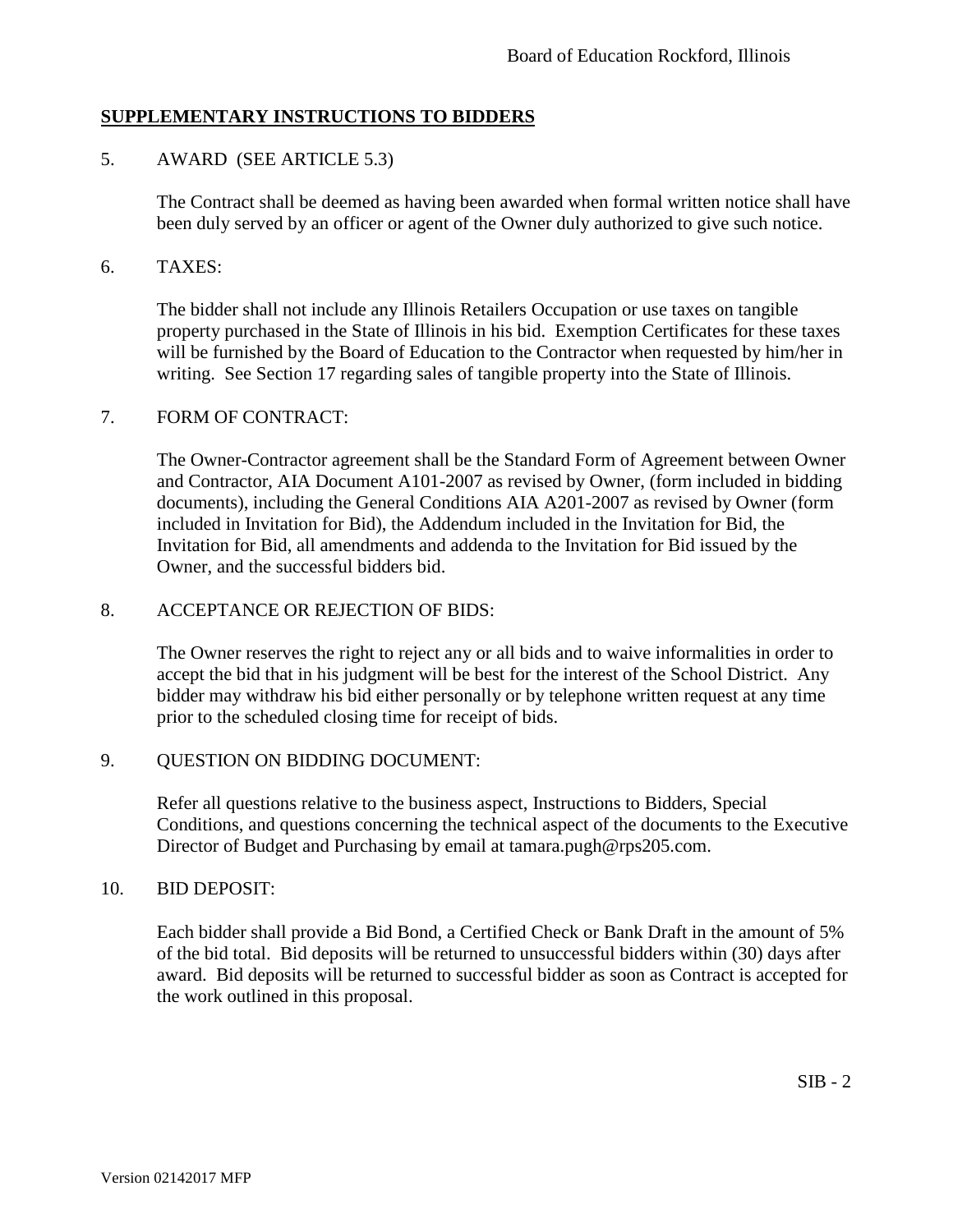## SUPPLEMENTARY INSTRUCTIONS TO BIDDERS

5. AWARD (SEE ARTICLE 5.3)

   The Contract shall be deemed as having been awarded when formal written notice shall have been duly served by an officer or agent of the Owner duly authorized to give such notice.

6. TAXES:

   The bidder shall not include any Illinois Retailers Occupation or use taxes on tangible property purchased in the State of Illinois in his bid. Exemption Certificates for these taxes will be furnished by the Board of Education to the Contractor when requested by him/her in writing. See Section 17 regarding sales of tangible property into the State of Illinois.

7. FORM OF CONTRACT:

   The Owner-Contractor agreement shall be the Standard Form of Agreement between Owner and Contractor, AIA Document A101-2007 as revised by Owner, (form included in bidding documents), including the General Conditions AIA A201-2007 as revised by Owner (form included in Invitation for Bid), the Addendum included in the Invitation for Bid, the Invitation for Bid, all amendments and addenda to the Invitation for Bid issued by the Owner, and the successful bidders bid.

8. ACCEPTANCE OR REJECTION OF BIDS:

   The Owner reserves the right to reject any or all bids and to waive informalities in order to accept the bid that in his judgment will be best for the interest of the School District. Any bidder may withdraw his bid either personally or by telephone written request at any time prior to the scheduled closing time for receipt of bids.

9. QUESTION ON BIDDING DOCUMENT:

   Refer all questions relative to the business aspect, Instructions to Bidders, Special Conditions, and questions concerning the technical aspect of the documents to the Executive Director of Budget and Purchasing by email at tamara.pugh@rps205.com.

10. BID DEPOSIT:

    Each bidder shall provide a Bid Bond, a Certified Check or Bank Draft in the amount of 5% of the bid total. Bid deposits will be returned to unsuccessful bidders within (30) days after award. Bid deposits will be returned to successful bidder as soon as Contract is accepted for the work outlined in this proposal.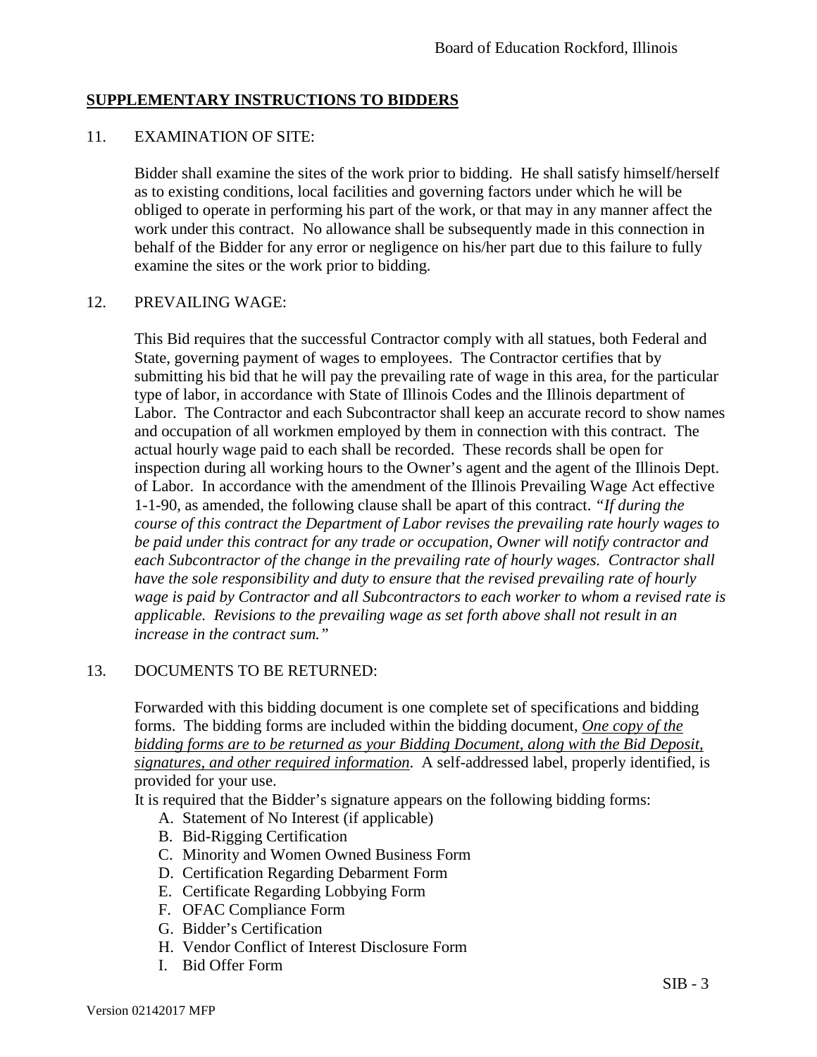## **SUPPLEMENTARY INSTRUCTIONS TO BIDDERS**

11. EXAMINATION OF SITE:

    Bidder shall examine the sites of the work prior to bidding. He shall satisfy himself/herself as to existing conditions, local facilities and governing factors under which he will be obliged to operate in performing his part of the work, or that may in any manner affect the work under this contract. No allowance shall be subsequently made in this connection in behalf of the Bidder for any error or negligence on his/her part due to this failure to fully examine the sites or the work prior to bidding.

12. PREVAILING WAGE:

    This Bid requires that the successful Contractor comply with all statues, both Federal and State, governing payment of wages to employees. The Contractor certifies that by submitting his bid that he will pay the prevailing rate of wage in this area, for the particular type of labor, in accordance with State of Illinois Codes and the Illinois department of Labor. The Contractor and each Subcontractor shall keep an accurate record to show names and occupation of all workmen employed by them in connection with this contract. The actual hourly wage paid to each shall be recorded. These records shall be open for inspection during all working hours to the Owner's agent and the agent of the Illinois Dept. of Labor. In accordance with the amendment of the Illinois Prevailing Wage Act effective 1-1-90, as amended, the following clause shall be apart of this contract. *"If during the course of this contract the Department of Labor revises the prevailing rate hourly wages to be paid under this contract for any trade or occupation, Owner will notify contractor and each Subcontractor of the change in the prevailing rate of hourly wages. Contractor shall have the sole responsibility and duty to ensure that the revised prevailing rate of hourly wage is paid by Contractor and all Subcontractors to each worker to whom a revised rate is applicable. Revisions to the prevailing wage as set forth above shall not result in an increase in the contract sum."*

13. DOCUMENTS TO BE RETURNED:

    Forwarded with this bidding document is one complete set of specifications and bidding forms. The bidding forms are included within the bidding document, <u>*One copy of the bidding forms are to be returned as your Bidding Document, along with the Bid Deposit, signatures, and other required information*</u>. A self-addressed label, properly identified, is provided for your use.

    It is required that the Bidder's signature appears on the following bidding forms:

    A. Statement of No Interest (if applicable)
    B. Bid-Rigging Certification
    C. Minority and Women Owned Business Form
    D. Certification Regarding Debarment Form
    E. Certificate Regarding Lobbying Form
    F. OFAC Compliance Form
    G. Bidder's Certification
    H. Vendor Conflict of Interest Disclosure Form
    I. Bid Offer Form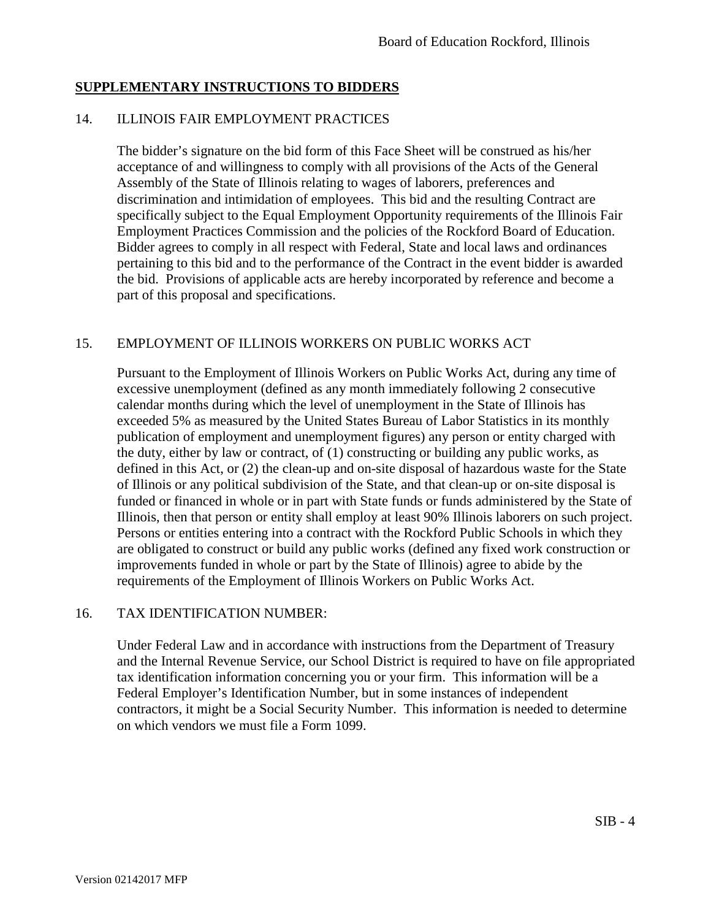## SUPPLEMENTARY INSTRUCTIONS TO BIDDERS

14. ILLINOIS FAIR EMPLOYMENT PRACTICES

    The bidder's signature on the bid form of this Face Sheet will be construed as his/her acceptance of and willingness to comply with all provisions of the Acts of the General Assembly of the State of Illinois relating to wages of laborers, preferences and discrimination and intimidation of employees. This bid and the resulting Contract are specifically subject to the Equal Employment Opportunity requirements of the Illinois Fair Employment Practices Commission and the policies of the Rockford Board of Education. Bidder agrees to comply in all respect with Federal, State and local laws and ordinances pertaining to this bid and to the performance of the Contract in the event bidder is awarded the bid. Provisions of applicable acts are hereby incorporated by reference and become a part of this proposal and specifications.

15. EMPLOYMENT OF ILLINOIS WORKERS ON PUBLIC WORKS ACT

    Pursuant to the Employment of Illinois Workers on Public Works Act, during any time of excessive unemployment (defined as any month immediately following 2 consecutive calendar months during which the level of unemployment in the State of Illinois has exceeded 5% as measured by the United States Bureau of Labor Statistics in its monthly publication of employment and unemployment figures) any person or entity charged with the duty, either by law or contract, of (1) constructing or building any public works, as defined in this Act, or (2) the clean-up and on-site disposal of hazardous waste for the State of Illinois or any political subdivision of the State, and that clean-up or on-site disposal is funded or financed in whole or in part with State funds or funds administered by the State of Illinois, then that person or entity shall employ at least 90% Illinois laborers on such project. Persons or entities entering into a contract with the Rockford Public Schools in which they are obligated to construct or build any public works (defined any fixed work construction or improvements funded in whole or part by the State of Illinois) agree to abide by the requirements of the Employment of Illinois Workers on Public Works Act.

16. TAX IDENTIFICATION NUMBER:

    Under Federal Law and in accordance with instructions from the Department of Treasury and the Internal Revenue Service, our School District is required to have on file appropriated tax identification information concerning you or your firm. This information will be a Federal Employer's Identification Number, but in some instances of independent contractors, it might be a Social Security Number. This information is needed to determine on which vendors we must file a Form 1099.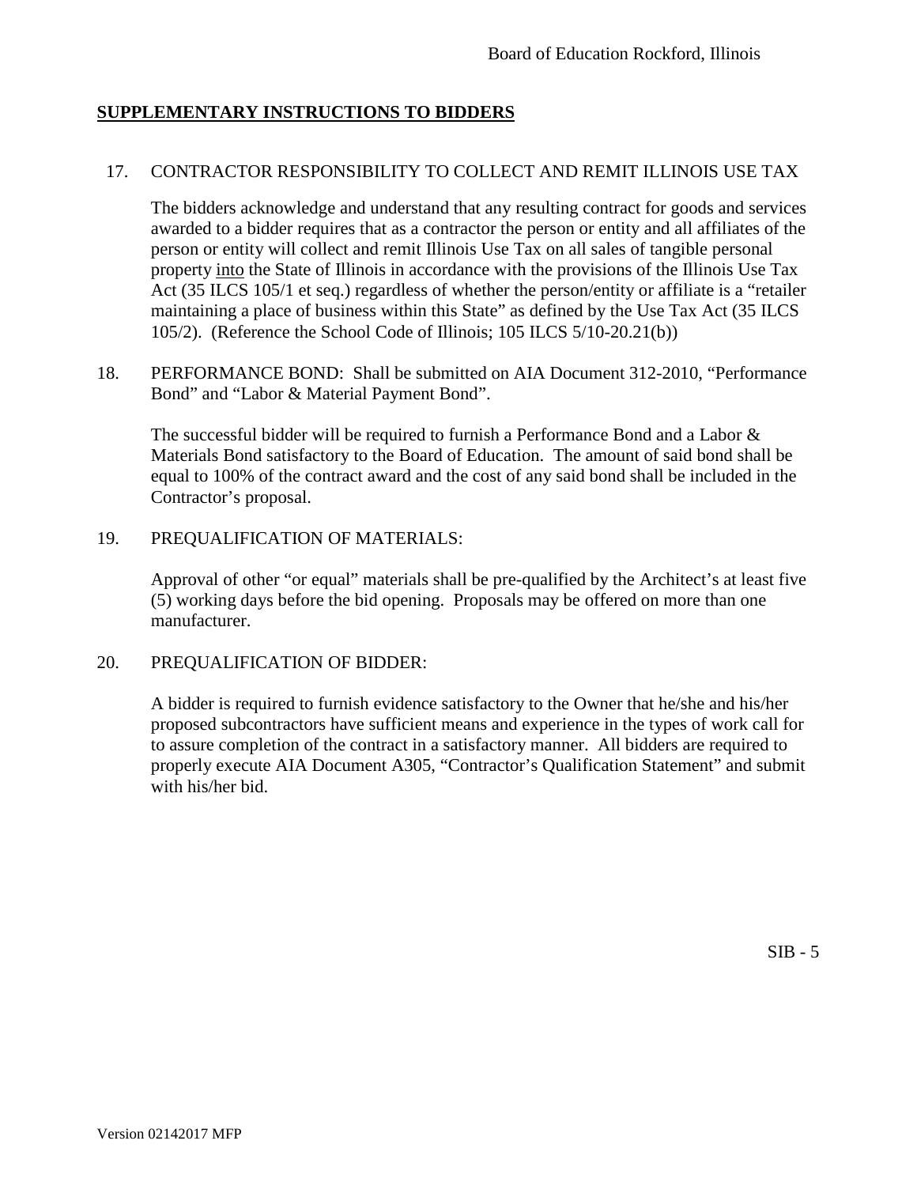## SUPPLEMENTARY INSTRUCTIONS TO BIDDERS

17. CONTRACTOR RESPONSIBILITY TO COLLECT AND REMIT ILLINOIS USE TAX

    The bidders acknowledge and understand that any resulting contract for goods and services awarded to a bidder requires that as a contractor the person or entity and all affiliates of the person or entity will collect and remit Illinois Use Tax on all sales of tangible personal property into the State of Illinois in accordance with the provisions of the Illinois Use Tax Act (35 ILCS 105/1 et seq.) regardless of whether the person/entity or affiliate is a "retailer maintaining a place of business within this State" as defined by the Use Tax Act (35 ILCS 105/2). (Reference the School Code of Illinois; 105 ILCS 5/10-20.21(b))

18. PERFORMANCE BOND: Shall be submitted on AIA Document 312-2010, "Performance Bond" and "Labor & Material Payment Bond".

    The successful bidder will be required to furnish a Performance Bond and a Labor & Materials Bond satisfactory to the Board of Education. The amount of said bond shall be equal to 100% of the contract award and the cost of any said bond shall be included in the Contractor's proposal.

19. PREQUALIFICATION OF MATERIALS:

    Approval of other "or equal" materials shall be pre-qualified by the Architect's at least five (5) working days before the bid opening. Proposals may be offered on more than one manufacturer.

20. PREQUALIFICATION OF BIDDER:

    A bidder is required to furnish evidence satisfactory to the Owner that he/she and his/her proposed subcontractors have sufficient means and experience in the types of work call for to assure completion of the contract in a satisfactory manner. All bidders are required to properly execute AIA Document A305, "Contractor's Qualification Statement" and submit with his/her bid.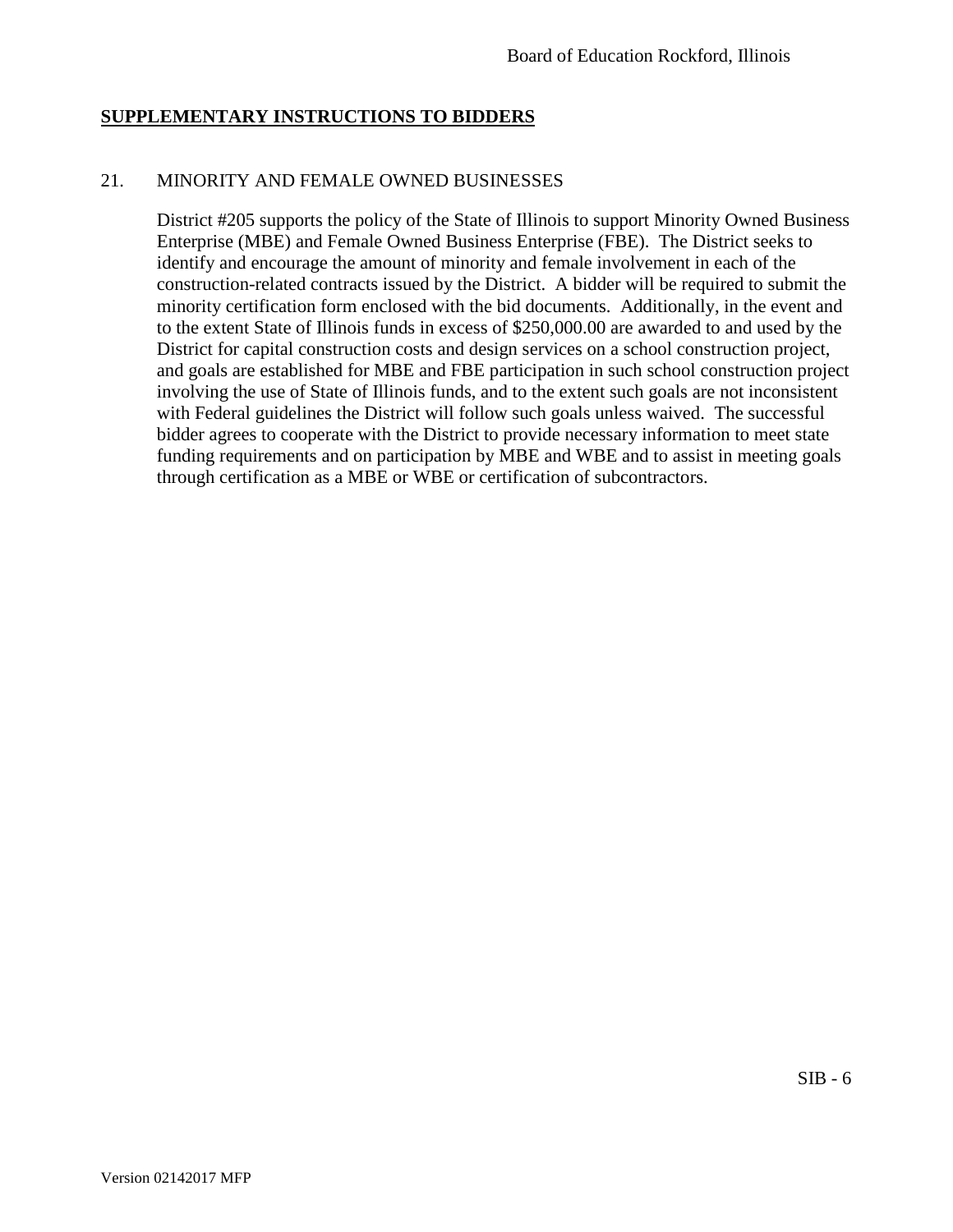## SUPPLEMENTARY INSTRUCTIONS TO BIDDERS

21. MINORITY AND FEMALE OWNED BUSINESSES

District #205 supports the policy of the State of Illinois to support Minority Owned Business Enterprise (MBE) and Female Owned Business Enterprise (FBE). The District seeks to identify and encourage the amount of minority and female involvement in each of the construction-related contracts issued by the District. A bidder will be required to submit the minority certification form enclosed with the bid documents. Additionally, in the event and to the extent State of Illinois funds in excess of $250,000.00 are awarded to and used by the District for capital construction costs and design services on a school construction project, and goals are established for MBE and FBE participation in such school construction project involving the use of State of Illinois funds, and to the extent such goals are not inconsistent with Federal guidelines the District will follow such goals unless waived. The successful bidder agrees to cooperate with the District to provide necessary information to meet state funding requirements and on participation by MBE and WBE and to assist in meeting goals through certification as a MBE or WBE or certification of subcontractors.